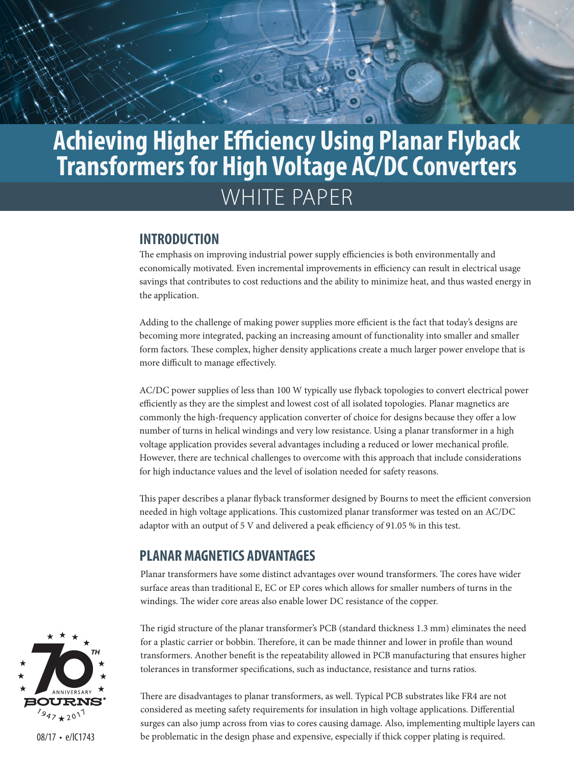# Achieving Higher Efficiency Using Planar Flyback Transformers for High Voltage AC/DC Converters

WHITE PAPER

## INTRODUCTION

The emphasis on improving industrial power supply efficiencies is both environmentally and economically motivated. Even incremental improvements in efficiency can result in electrical usage savings that contributes to cost reductions and the ability to minimize heat, and thus wasted energy in the application.

Adding to the challenge of making power supplies more efficient is the fact that today's designs are becoming more integrated, packing an increasing amount of functionality into smaller and smaller form factors. These complex, higher density applications create a much larger power envelope that is more difficult to manage effectively.

AC/DC power supplies of less than 100 W typically use flyback topologies to convert electrical power efficiently as they are the simplest and lowest cost of all isolated topologies. Planar magnetics are commonly the high-frequency application converter of choice for designs because they offer a low number of turns in helical windings and very low resistance. Using a planar transformer in a high voltage application provides several advantages including a reduced or lower mechanical profile. However, there are technical challenges to overcome with this approach that include considerations for high inductance values and the level of isolation needed for safety reasons.

This paper describes a planar flyback transformer designed by Bourns to meet the efficient conversion needed in high voltage applications. This customized planar transformer was tested on an AC/DC adaptor with an output of 5 V and delivered a peak efficiency of 91.05 % in this test.

## PLANAR MAGNETICS ADVANTAGES

Planar transformers have some distinct advantages over wound transformers. The cores have wider surface areas than traditional E, EC or EP cores which allows for smaller numbers of turns in the windings. The wider core areas also enable lower DC resistance of the copper.

The rigid structure of the planar transformer's PCB (standard thickness 1.3 mm) eliminates the need for a plastic carrier or bobbin. Therefore, it can be made thinner and lower in profile than wound transformers. Another benefit is the repeatability allowed in PCB manufacturing that ensures higher tolerances in transformer specifications, such as inductance, resistance and turns ratios.

There are disadvantages to planar transformers, as well. Typical PCB substrates like FR4 are not considered as meeting safety requirements for insulation in high voltage applications. Differential surges can also jump across from vias to cores causing damage. Also, implementing multiple layers can be problematic in the design phase and expensive, especially if thick copper plating is required.

70TH ANNIVERSARY BOURNS® 1947 ★ 2017

08/17 • e/IC1743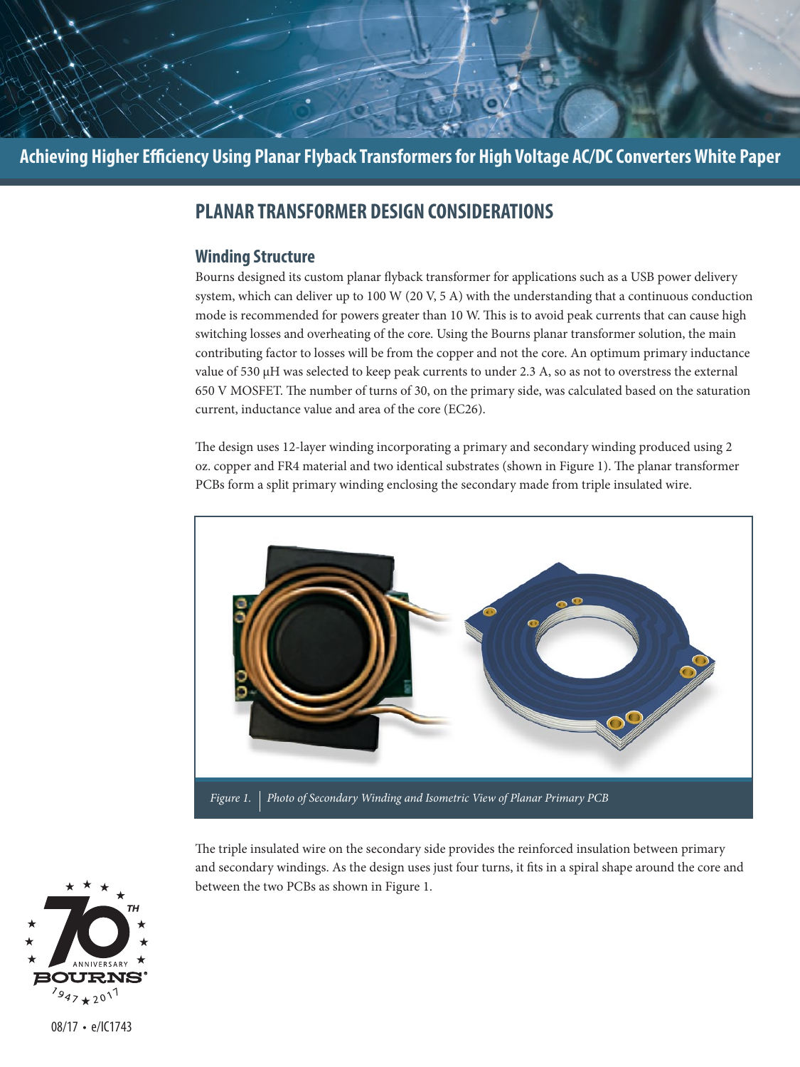## PLANAR TRANSFORMER DESIGN CONSIDERATIONS

### Winding Structure

Bourns designed its custom planar flyback transformer for applications such as a USB power delivery system, which can deliver up to 100 W (20 V, 5 A) with the understanding that a continuous conduction mode is recommended for powers greater than 10 W. This is to avoid peak currents that can cause high switching losses and overheating of the core. Using the Bourns planar transformer solution, the main contributing factor to losses will be from the copper and not the core. An optimum primary inductance value of 530 μH was selected to keep peak currents to under 2.3 A, so as not to overstress the external 650 V MOSFET. The number of turns of 30, on the primary side, was calculated based on the saturation current, inductance value and area of the core (EC26).

The design uses 12-layer winding incorporating a primary and secondary winding produced using 2 oz. copper and FR4 material and two identical substrates (shown in Figure 1). The planar transformer PCBs form a split primary winding enclosing the secondary made from triple insulated wire.

*Figure 1. Photo of Secondary Winding and Isometric View of Planar Primary PCB*

The triple insulated wire on the secondary side provides the reinforced insulation between primary and secondary windings. As the design uses just four turns, it fits in a spiral shape around the core and between the two PCBs as shown in Figure 1.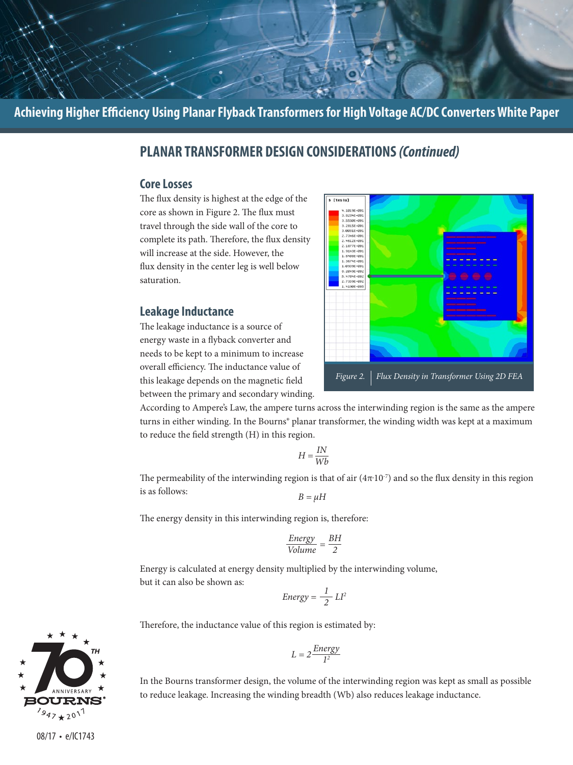## PLANAR TRANSFORMER DESIGN CONSIDERATIONS *(Continued)*

### Core Losses

The flux density is highest at the edge of the core as shown in Figure 2. The flux must travel through the side wall of the core to complete its path. Therefore, the flux density will increase at the side. However, the flux density in the center leg is well below saturation.

*Figure 2. Flux Density in Transformer Using 2D FEA*

### Leakage Inductance

The leakage inductance is a source of energy waste in a flyback converter and needs to be kept to a minimum to increase overall efficiency. The inductance value of this leakage depends on the magnetic field between the primary and secondary winding. According to Ampere's Law, the ampere turns across the interwinding region is the same as the ampere turns in either winding. In the Bourns® planar transformer, the winding width was kept at a maximum to reduce the field strength (H) in this region.

$$H = \frac{IN}{Wb}$$

The permeability of the interwinding region is that of air ($4\pi \cdot 10^{-7}$) and so the flux density in this region is as follows:

$$B = \mu H$$

The energy density in this interwinding region is, therefore:

$$\frac{Energy}{Volume} = \frac{BH}{2}$$

Energy is calculated at energy density multiplied by the interwinding volume, but it can also be shown as:

$$Energy = \frac{1}{2} LI^2$$

Therefore, the inductance value of this region is estimated by:

$$L = 2\frac{Energy}{I^2}$$

In the Bourns transformer design, the volume of the interwinding region was kept as small as possible to reduce leakage. Increasing the winding breadth (Wb) also reduces leakage inductance.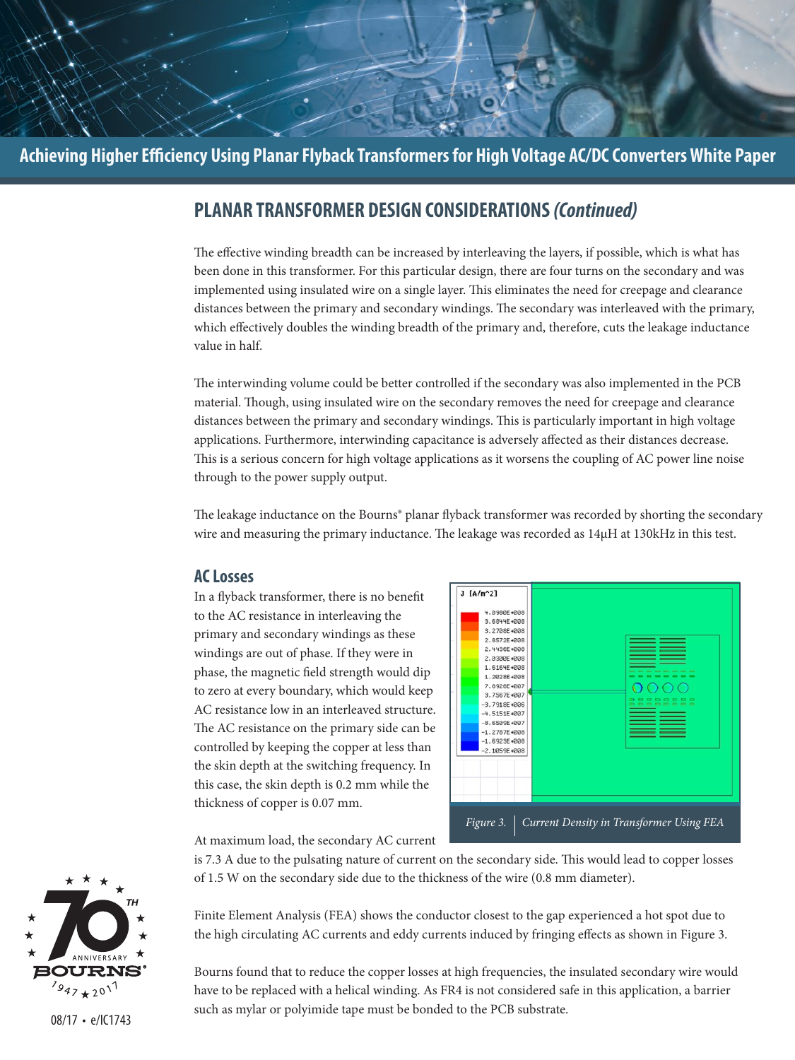## PLANAR TRANSFORMER DESIGN CONSIDERATIONS *(Continued)*

The effective winding breadth can be increased by interleaving the layers, if possible, which is what has been done in this transformer. For this particular design, there are four turns on the secondary and was implemented using insulated wire on a single layer. This eliminates the need for creepage and clearance distances between the primary and secondary windings. The secondary was interleaved with the primary, which effectively doubles the winding breadth of the primary and, therefore, cuts the leakage inductance value in half.

The interwinding volume could be better controlled if the secondary was also implemented in the PCB material. Though, using insulated wire on the secondary removes the need for creepage and clearance distances between the primary and secondary windings. This is particularly important in high voltage applications. Furthermore, interwinding capacitance is adversely affected as their distances decrease. This is a serious concern for high voltage applications as it worsens the coupling of AC power line noise through to the power supply output.

The leakage inductance on the Bourns® planar flyback transformer was recorded by shorting the secondary wire and measuring the primary inductance. The leakage was recorded as 14µH at 130kHz in this test.

### AC Losses

In a flyback transformer, there is no benefit to the AC resistance in interleaving the primary and secondary windings as these windings are out of phase. If they were in phase, the magnetic field strength would dip to zero at every boundary, which would keep AC resistance low in an interleaved structure. The AC resistance on the primary side can be controlled by keeping the copper at less than the skin depth at the switching frequency. In this case, the skin depth is 0.2 mm while the thickness of copper is 0.07 mm.

*Figure 3. Current Density in Transformer Using FEA*

At maximum load, the secondary AC current is 7.3 A due to the pulsating nature of current on the secondary side. This would lead to copper losses of 1.5 W on the secondary side due to the thickness of the wire (0.8 mm diameter).

Finite Element Analysis (FEA) shows the conductor closest to the gap experienced a hot spot due to the high circulating AC currents and eddy currents induced by fringing effects as shown in Figure 3.

Bourns found that to reduce the copper losses at high frequencies, the insulated secondary wire would have to be replaced with a helical winding. As FR4 is not considered safe in this application, a barrier such as mylar or polyimide tape must be bonded to the PCB substrate.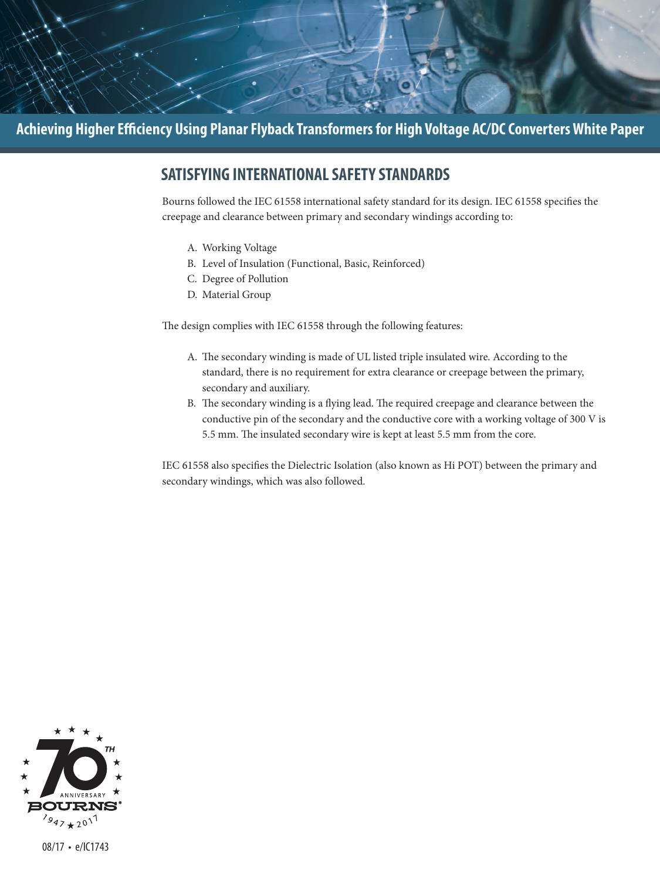## SATISFYING INTERNATIONAL SAFETY STANDARDS

Bourns followed the IEC 61558 international safety standard for its design. IEC 61558 specifies the creepage and clearance between primary and secondary windings according to:

A. Working Voltage
B. Level of Insulation (Functional, Basic, Reinforced)
C. Degree of Pollution
D. Material Group

The design complies with IEC 61558 through the following features:

A. The secondary winding is made of UL listed triple insulated wire. According to the standard, there is no requirement for extra clearance or creepage between the primary, secondary and auxiliary.
B. The secondary winding is a flying lead. The required creepage and clearance between the conductive pin of the secondary and the conductive core with a working voltage of 300 V is 5.5 mm. The insulated secondary wire is kept at least 5.5 mm from the core.

IEC 61558 also specifies the Dielectric Isolation (also known as Hi POT) between the primary and secondary windings, which was also followed.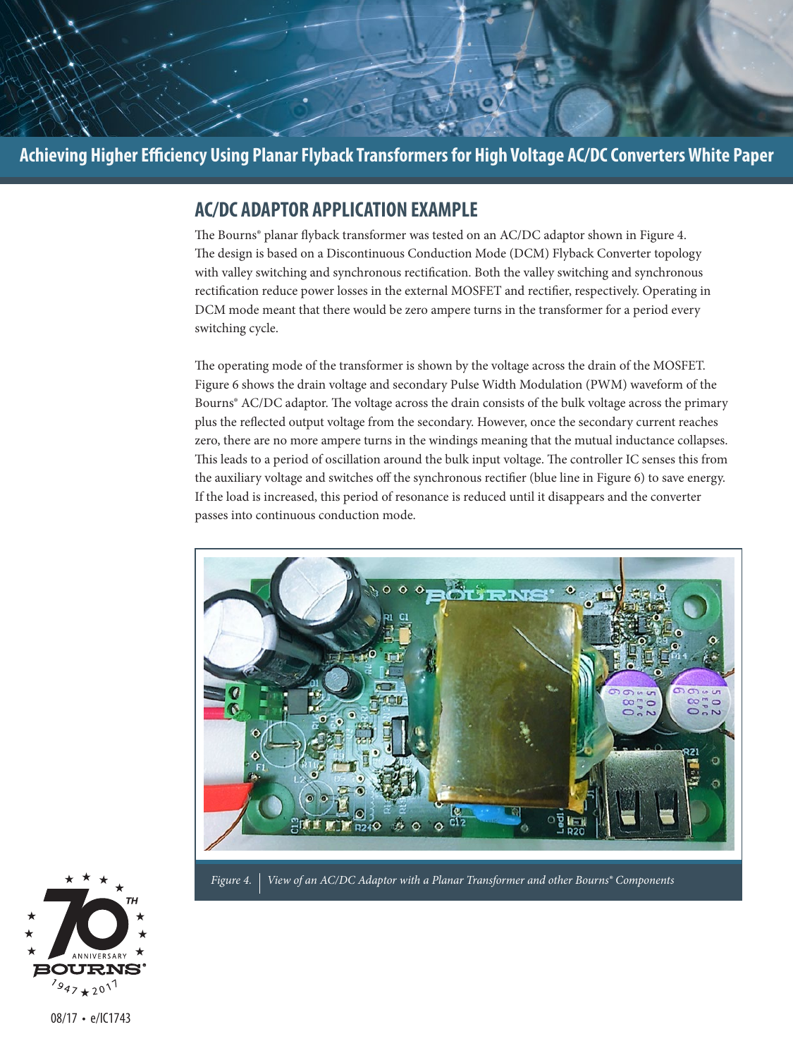## AC/DC ADAPTOR APPLICATION EXAMPLE

The Bourns® planar flyback transformer was tested on an AC/DC adaptor shown in Figure 4. The design is based on a Discontinuous Conduction Mode (DCM) Flyback Converter topology with valley switching and synchronous rectification. Both the valley switching and synchronous rectification reduce power losses in the external MOSFET and rectifier, respectively. Operating in DCM mode meant that there would be zero ampere turns in the transformer for a period every switching cycle.

The operating mode of the transformer is shown by the voltage across the drain of the MOSFET. Figure 6 shows the drain voltage and secondary Pulse Width Modulation (PWM) waveform of the Bourns® AC/DC adaptor. The voltage across the drain consists of the bulk voltage across the primary plus the reflected output voltage from the secondary. However, once the secondary current reaches zero, there are no more ampere turns in the windings meaning that the mutual inductance collapses. This leads to a period of oscillation around the bulk input voltage. The controller IC senses this from the auxiliary voltage and switches off the synchronous rectifier (blue line in Figure 6) to save energy. If the load is increased, this period of resonance is reduced until it disappears and the converter passes into continuous conduction mode.

*Figure 4. View of an AC/DC Adaptor with a Planar Transformer and other Bourns® Components*

08/17 • e/IC1743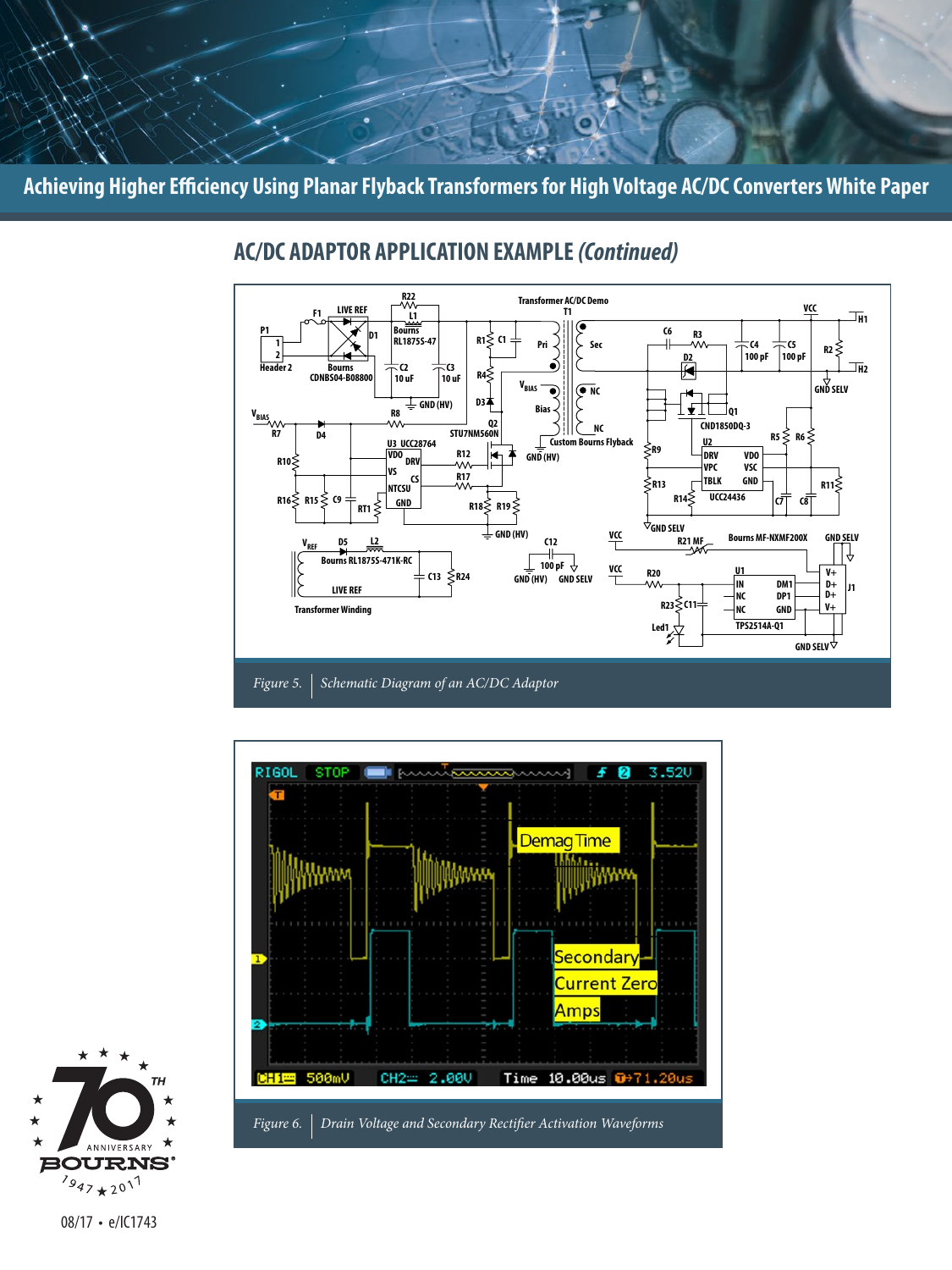## AC/DC ADAPTOR APPLICATION EXAMPLE *(Continued)*

*Figure 5.* | *Schematic Diagram of an AC/DC Adaptor*

*Figure 6.* | *Drain Voltage and Secondary Rectifier Activation Waveforms*

08/17 • e/IC1743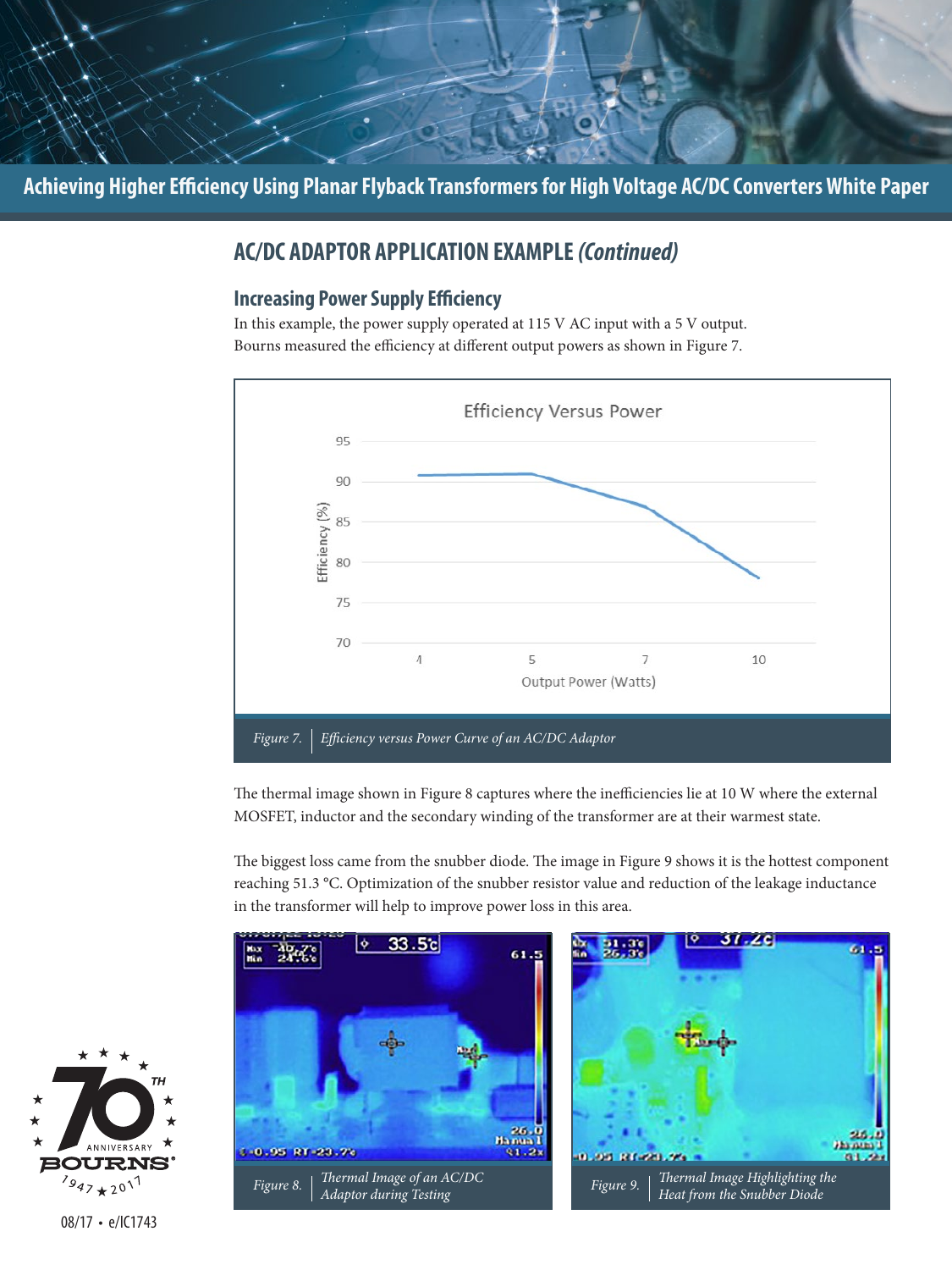## AC/DC ADAPTOR APPLICATION EXAMPLE *(Continued)*

### Increasing Power Supply Efficiency

In this example, the power supply operated at 115 V AC input with a 5 V output. Bourns measured the efficiency at different output powers as shown in Figure 7.

*Figure 7. Efficiency versus Power Curve of an AC/DC Adaptor*

The thermal image shown in Figure 8 captures where the inefficiencies lie at 10 W where the external MOSFET, inductor and the secondary winding of the transformer are at their warmest state.

The biggest loss came from the snubber diode. The image in Figure 9 shows it is the hottest component reaching 51.3 °C. Optimization of the snubber resistor value and reduction of the leakage inductance in the transformer will help to improve power loss in this area.

*Figure 8. Thermal Image of an AC/DC Adaptor during Testing*

*Figure 9. Thermal Image Highlighting the Heat from the Snubber Diode*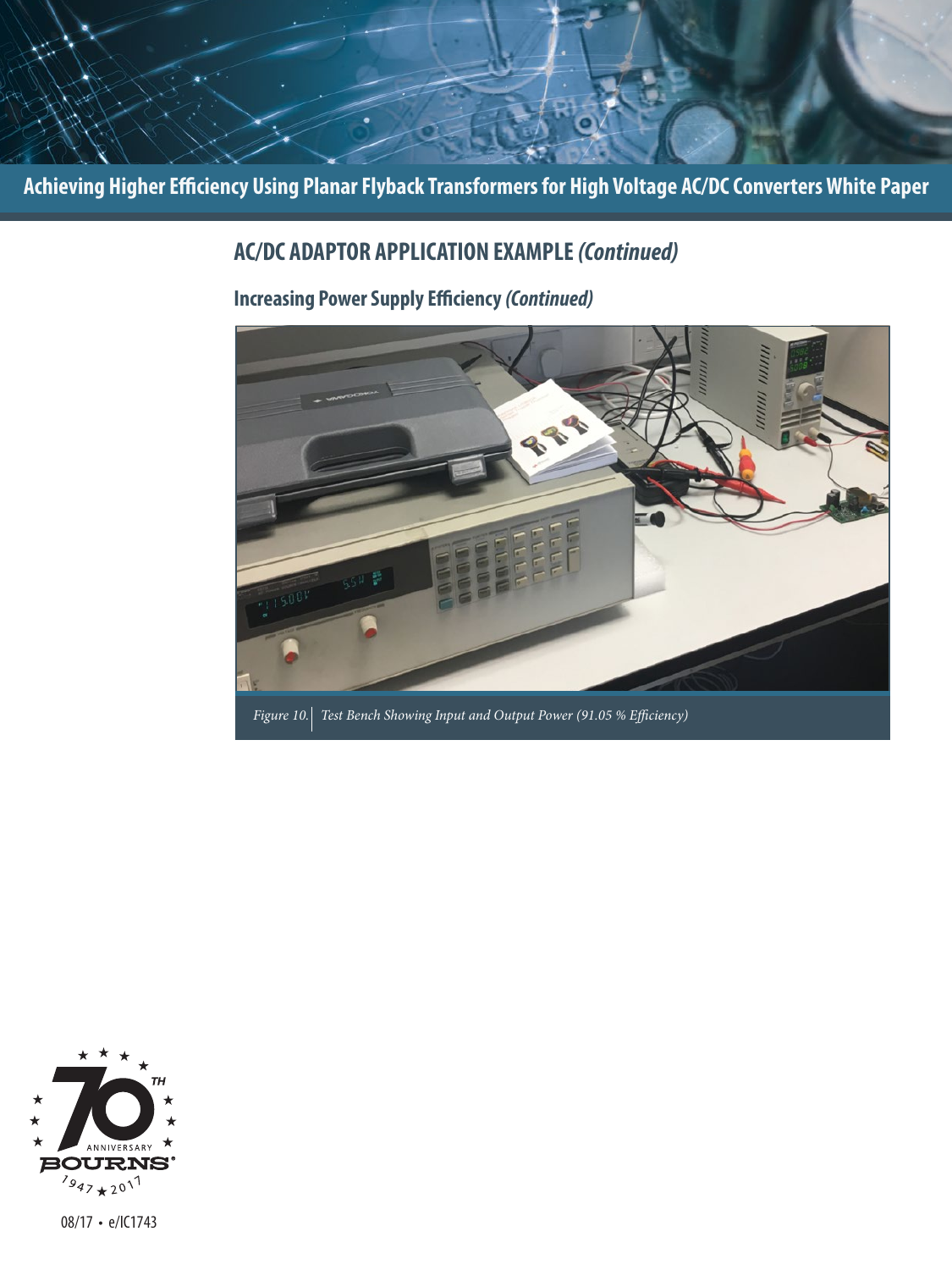## AC/DC ADAPTOR APPLICATION EXAMPLE *(Continued)*

### Increasing Power Supply Efficiency *(Continued)*

*Figure 10. Test Bench Showing Input and Output Power (91.05 % Efficiency)*

08/17 • e/IC1743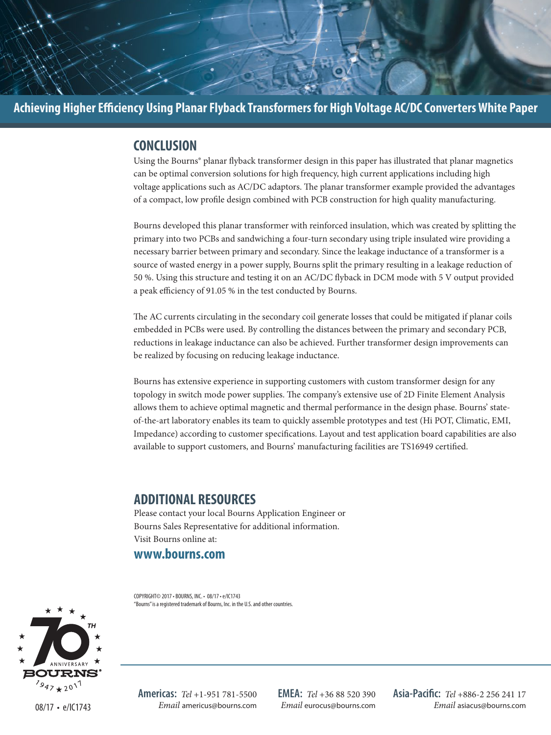## CONCLUSION

Using the Bourns® planar flyback transformer design in this paper has illustrated that planar magnetics can be optimal conversion solutions for high frequency, high current applications including high voltage applications such as AC/DC adaptors. The planar transformer example provided the advantages of a compact, low profile design combined with PCB construction for high quality manufacturing.

Bourns developed this planar transformer with reinforced insulation, which was created by splitting the primary into two PCBs and sandwiching a four-turn secondary using triple insulated wire providing a necessary barrier between primary and secondary. Since the leakage inductance of a transformer is a source of wasted energy in a power supply, Bourns split the primary resulting in a leakage reduction of 50 %. Using this structure and testing it on an AC/DC flyback in DCM mode with 5 V output provided a peak efficiency of 91.05 % in the test conducted by Bourns.

The AC currents circulating in the secondary coil generate losses that could be mitigated if planar coils embedded in PCBs were used. By controlling the distances between the primary and secondary PCB, reductions in leakage inductance can also be achieved. Further transformer design improvements can be realized by focusing on reducing leakage inductance.

Bourns has extensive experience in supporting customers with custom transformer design for any topology in switch mode power supplies. The company's extensive use of 2D Finite Element Analysis allows them to achieve optimal magnetic and thermal performance in the design phase. Bourns' state-of-the-art laboratory enables its team to quickly assemble prototypes and test (Hi POT, Climatic, EMI, Impedance) according to customer specifications. Layout and test application board capabilities are also available to support customers, and Bourns' manufacturing facilities are TS16949 certified.

## ADDITIONAL RESOURCES

Please contact your local Bourns Application Engineer or Bourns Sales Representative for additional information. Visit Bourns online at:

**www.bourns.com**

COPYRIGHT© 2017 • BOURNS, INC. • 08/17 • e/IC1743
"Bourns" is a registered trademark of Bourns, Inc. in the U.S. and other countries.

**Americas:** *Tel* +1-951 781-5500 *Email* americus@bourns.com

**EMEA:** *Tel* +36 88 520 390 *Email* eurocus@bourns.com

**Asia-Pacific:** *Tel* +886-2 256 241 17 *Email* asiacus@bourns.com